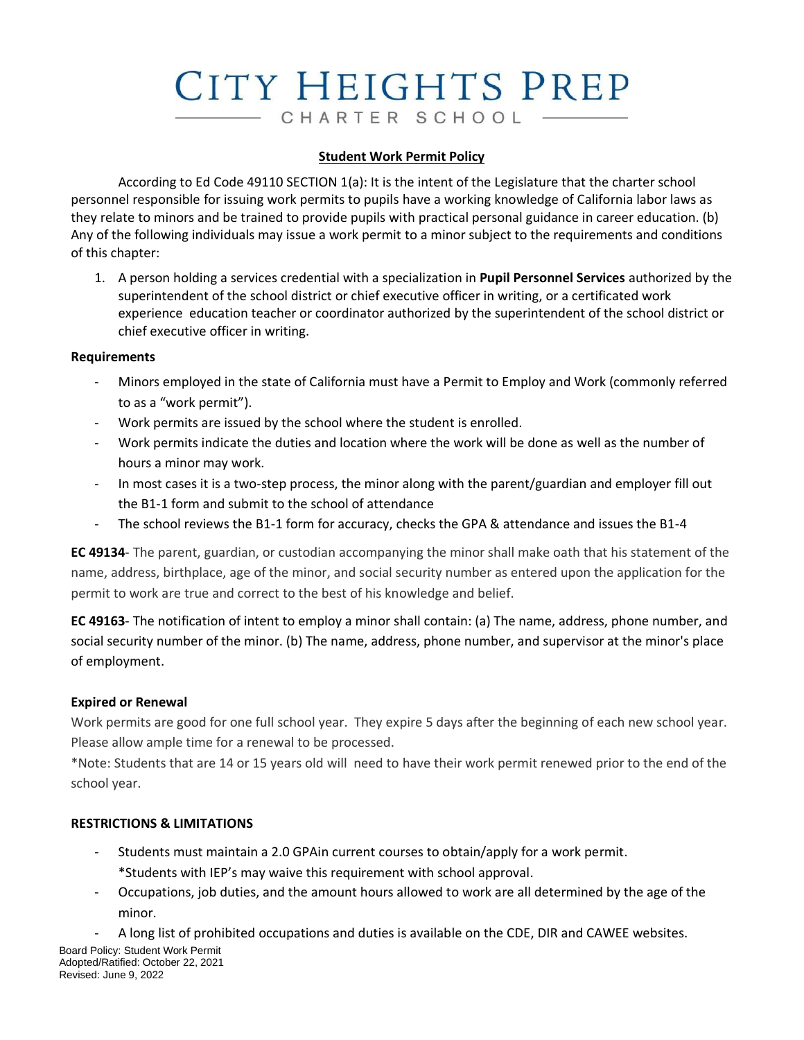# CITY HEIGHTS PREP

CHARTER SCHOOL

**Student Work Permit Policy**

According to Ed Code 49110 SECTION 1(a): It is the intent of the Legislature that the charter school personnel responsible for issuing work permits to pupils have a working knowledge of California labor laws as they relate to minors and be trained to provide pupils with practical personal guidance in career education. (b) Any of the following individuals may issue a work permit to a minor subject to the requirements and conditions of this chapter:

1. A person holding a services credential with a specialization in **Pupil Personnel Services** authorized by the superintendent of the school district or chief executive officer in writing, or a certificated work experience education teacher or coordinator authorized by the superintendent of the school district or chief executive officer in writing.

**Requirements**

- Minors employed in the state of California must have a Permit to Employ and Work (commonly referred to as a "work permit").
- Work permits are issued by the school where the student is enrolled.
- Work permits indicate the duties and location where the work will be done as well as the number of hours a minor may work.
- In most cases it is a two-step process, the minor along with the parent/guardian and employer fill out the B1-1 form and submit to the school of attendance
- The school reviews the B1-1 form for accuracy, checks the GPA & attendance and issues the B1-4

**EC 49134**- The parent, guardian, or custodian accompanying the minor shall make oath that his statement of the name, address, birthplace, age of the minor, and social security number as entered upon the application for the permit to work are true and correct to the best of his knowledge and belief.

**EC 49163**- The notification of intent to employ a minor shall contain: (a) The name, address, phone number, and social security number of the minor. (b) The name, address, phone number, and supervisor at the minor's place of employment.

**Expired or Renewal**

Work permits are good for one full school year. They expire 5 days after the beginning of each new school year. Please allow ample time for a renewal to be processed.

*Note: Students that are 14 or 15 years old will need to have their work permit renewed prior to the end of the school year.

**RESTRICTIONS & LIMITATIONS**

- Students must maintain a 2.0 GPAin current courses to obtain/apply for a work permit.
  *Students with IEP's may waive this requirement with school approval.
- Occupations, job duties, and the amount hours allowed to work are all determined by the age of the minor.
- A long list of prohibited occupations and duties is available on the CDE, DIR and CAWEE websites.

Board Policy: Student Work Permit
Adopted/Ratified: October 22, 2021
Revised: June 9, 2022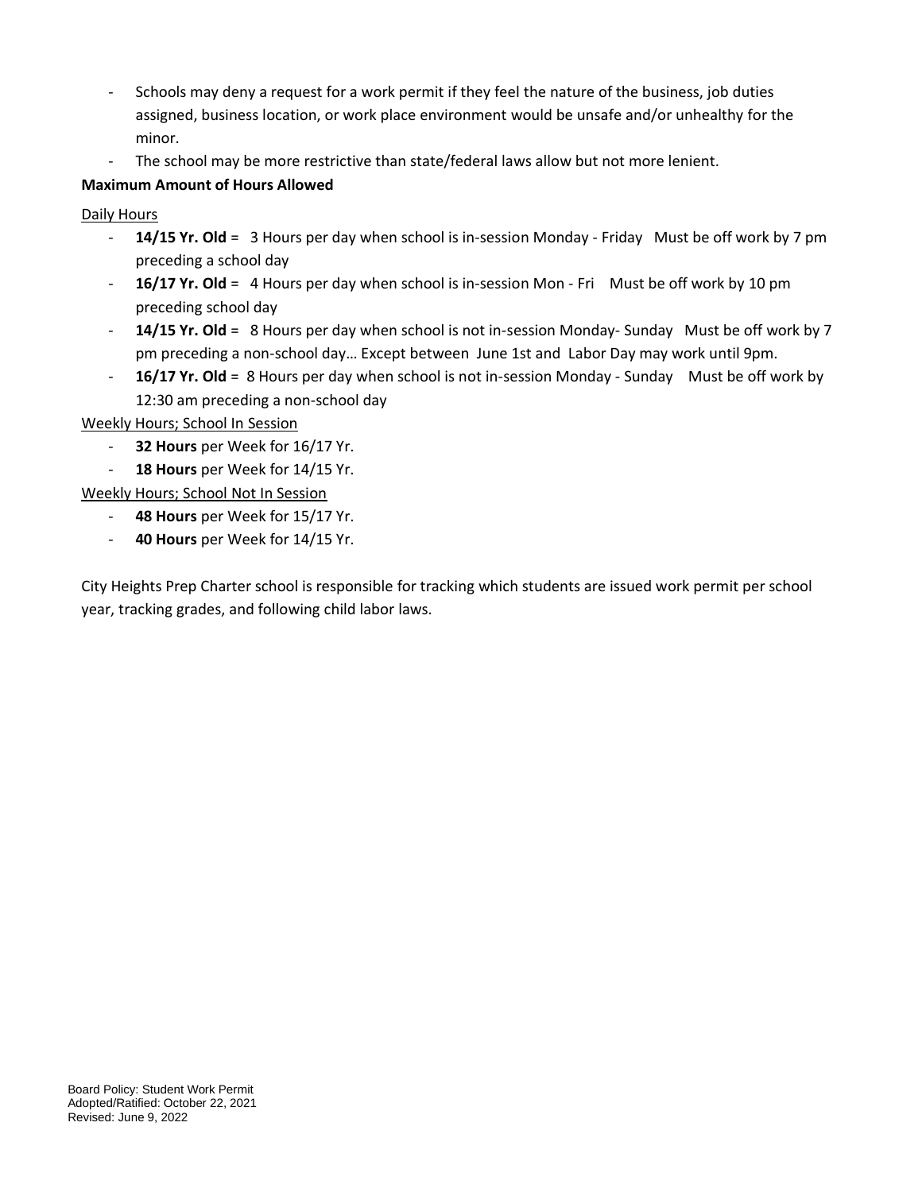- Schools may deny a request for a work permit if they feel the nature of the business, job duties assigned, business location, or work place environment would be unsafe and/or unhealthy for the minor.
- The school may be more restrictive than state/federal laws allow but not more lenient.

**Maximum Amount of Hours Allowed**

Daily Hours

- **14/15 Yr. Old** = 3 Hours per day when school is in-session Monday - Friday Must be off work by 7 pm preceding a school day
- **16/17 Yr. Old** = 4 Hours per day when school is in-session Mon - Fri Must be off work by 10 pm preceding school day
- **14/15 Yr. Old** = 8 Hours per day when school is not in-session Monday- Sunday Must be off work by 7 pm preceding a non-school day… Except between June 1st and Labor Day may work until 9pm.
- **16/17 Yr. Old** = 8 Hours per day when school is not in-session Monday - Sunday Must be off work by 12:30 am preceding a non-school day

Weekly Hours; School In Session

- **32 Hours** per Week for 16/17 Yr.
- **18 Hours** per Week for 14/15 Yr.

Weekly Hours; School Not In Session

- **48 Hours** per Week for 15/17 Yr.
- **40 Hours** per Week for 14/15 Yr.

City Heights Prep Charter school is responsible for tracking which students are issued work permit per school year, tracking grades, and following child labor laws.

Board Policy: Student Work Permit
Adopted/Ratified: October 22, 2021
Revised: June 9, 2022